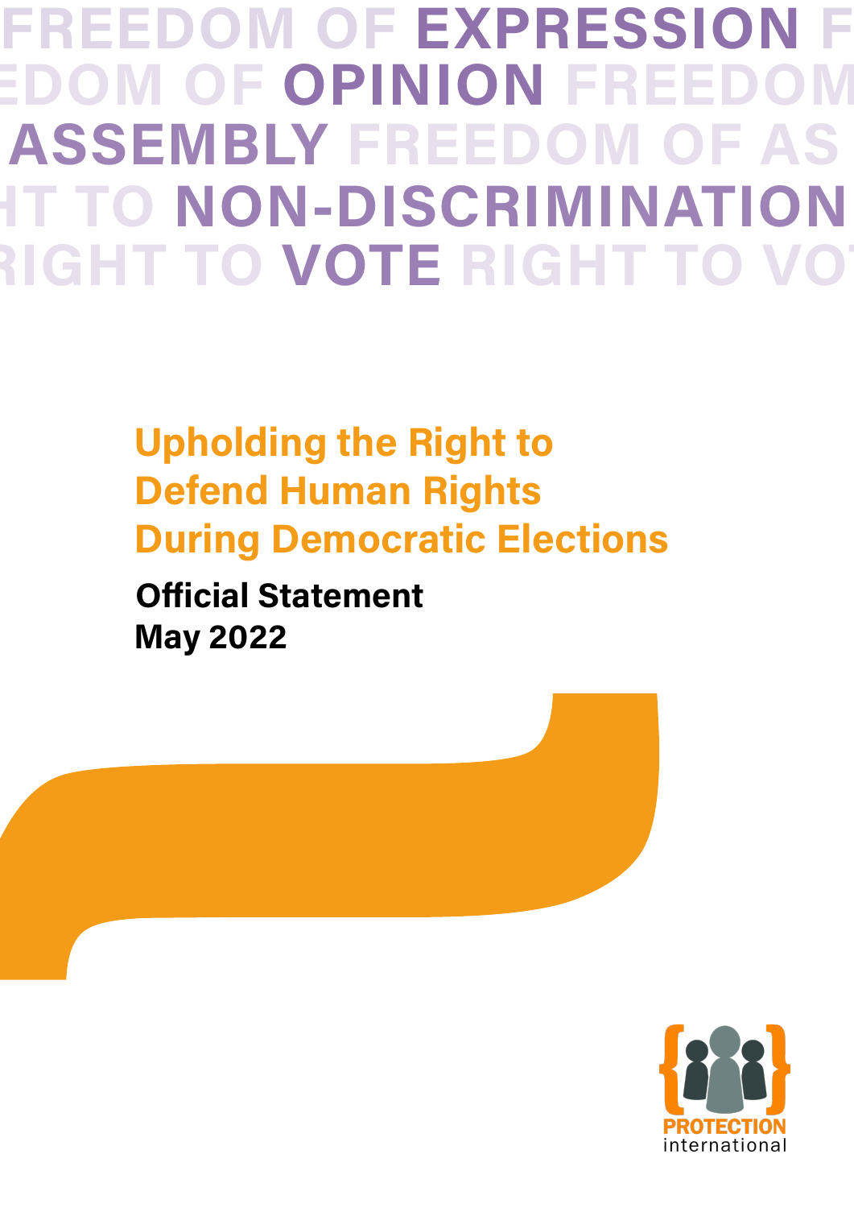FREEDOM OF **EXPRESSION** FREEDOM OF **OPINION** FREEDOM OF **ASSEMBLY** RIGHT TO **NON-DISCRIMINATION** RIGHT TO **VOTE**

# Upholding the Right to Defend Human Rights During Democratic Elections

**Official Statement**
**May 2022**

PROTECTION international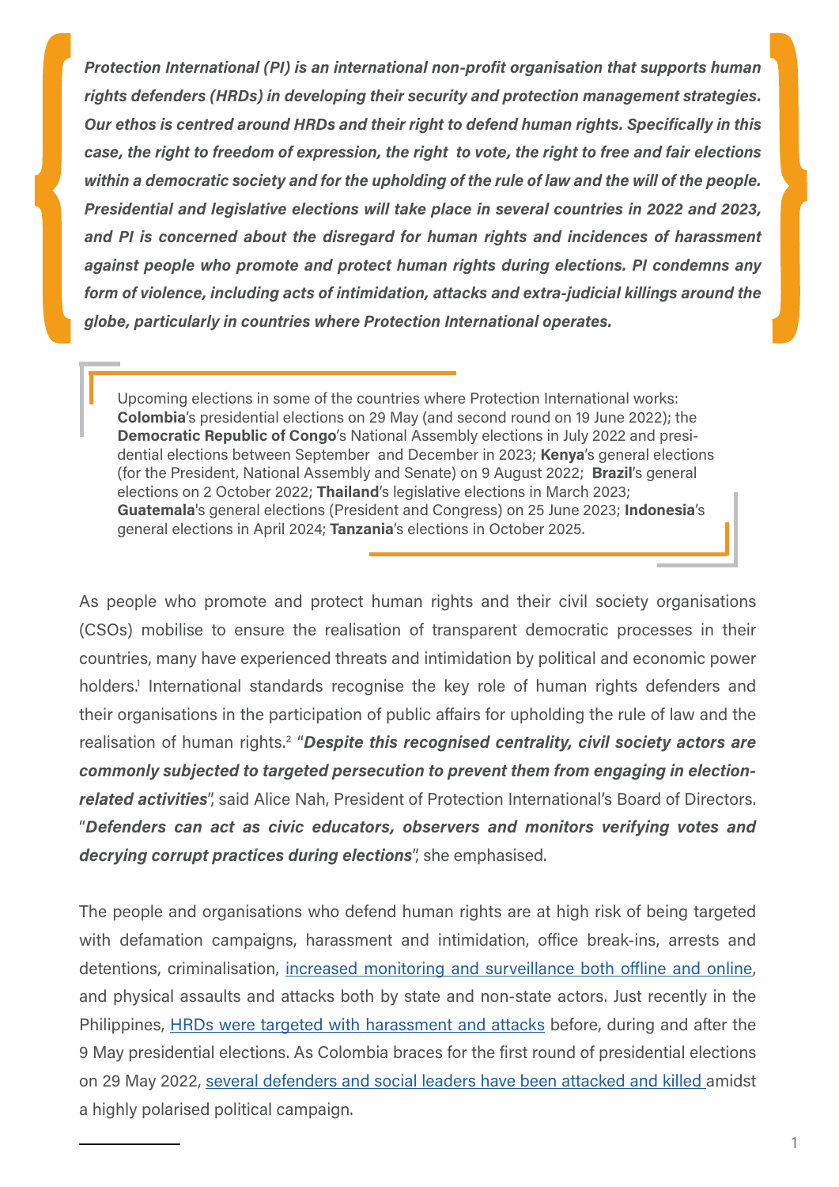***Protection International (PI) is an international non-profit organisation that supports human rights defenders (HRDs) in developing their security and protection management strategies. Our ethos is centred around HRDs and their right to defend human rights. Specifically in this case, the right to freedom of expression, the right to vote, the right to free and fair elections within a democratic society and for the upholding of the rule of law and the will of the people. Presidential and legislative elections will take place in several countries in 2022 and 2023, and PI is concerned about the disregard for human rights and incidences of harassment against people who promote and protect human rights during elections. PI condemns any form of violence, including acts of intimidation, attacks and extra-judicial killings around the globe, particularly in countries where Protection International operates.***

> Upcoming elections in some of the countries where Protection International works: **Colombia**'s presidential elections on 29 May (and second round on 19 June 2022); the **Democratic Republic of Congo**'s National Assembly elections in July 2022 and presidential elections between September and December in 2023; **Kenya**'s general elections (for the President, National Assembly and Senate) on 9 August 2022; **Brazil**'s general elections on 2 October 2022; **Thailand**'s legislative elections in March 2023; **Guatemala**'s general elections (President and Congress) on 25 June 2023; **Indonesia**'s general elections in April 2024; **Tanzania**'s elections in October 2025.

As people who promote and protect human rights and their civil society organisations (CSOs) mobilise to ensure the realisation of transparent democratic processes in their countries, many have experienced threats and intimidation by political and economic power holders.[1] International standards recognise the key role of human rights defenders and their organisations in the participation of public affairs for upholding the rule of law and the realisation of human rights.[2] "***Despite this recognised centrality, civil society actors are commonly subjected to targeted persecution to prevent them from engaging in election-related activities***", said Alice Nah, President of Protection International's Board of Directors. "***Defenders can act as civic educators, observers and monitors verifying votes and decrying corrupt practices during elections***", she emphasised.

The people and organisations who defend human rights are at high risk of being targeted with defamation campaigns, harassment and intimidation, office break-ins, arrests and detentions, criminalisation, increased monitoring and surveillance both offline and online, and physical assaults and attacks both by state and non-state actors. Just recently in the Philippines, HRDs were targeted with harassment and attacks before, during and after the 9 May presidential elections. As Colombia braces for the first round of presidential elections on 29 May 2022, several defenders and social leaders have been attacked and killed amidst a highly polarised political campaign.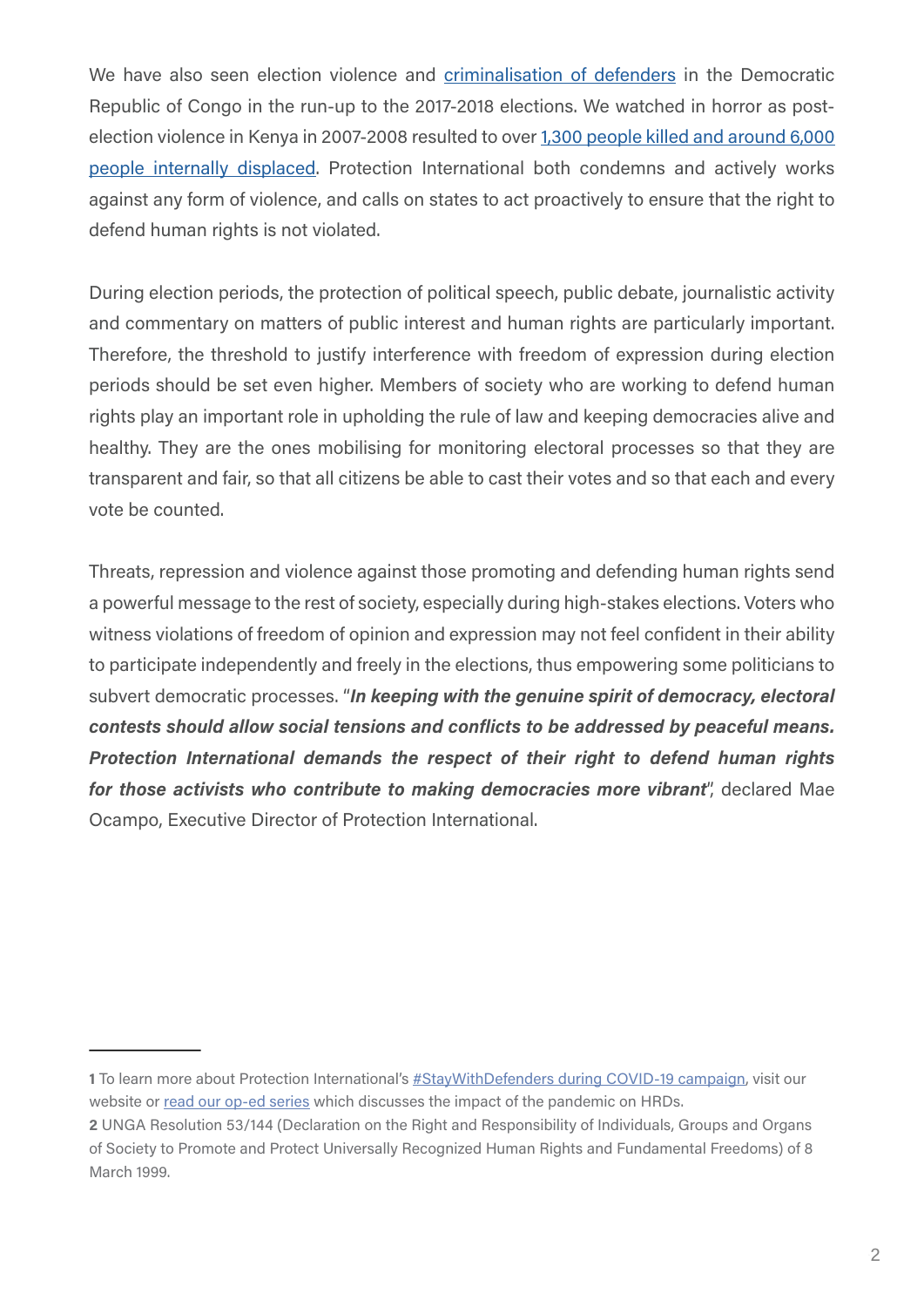We have also seen election violence and criminalisation of defenders in the Democratic Republic of Congo in the run-up to the 2017-2018 elections. We watched in horror as post-election violence in Kenya in 2007-2008 resulted to over 1,300 people killed and around 6,000 people internally displaced. Protection International both condemns and actively works against any form of violence, and calls on states to act proactively to ensure that the right to defend human rights is not violated.

During election periods, the protection of political speech, public debate, journalistic activity and commentary on matters of public interest and human rights are particularly important. Therefore, the threshold to justify interference with freedom of expression during election periods should be set even higher. Members of society who are working to defend human rights play an important role in upholding the rule of law and keeping democracies alive and healthy. They are the ones mobilising for monitoring electoral processes so that they are transparent and fair, so that all citizens be able to cast their votes and so that each and every vote be counted.

Threats, repression and violence against those promoting and defending human rights send a powerful message to the rest of society, especially during high-stakes elections. Voters who witness violations of freedom of opinion and expression may not feel confident in their ability to participate independently and freely in the elections, thus empowering some politicians to subvert democratic processes. "***In keeping with the genuine spirit of democracy, electoral contests should allow social tensions and conflicts to be addressed by peaceful means. Protection International demands the respect of their right to defend human rights for those activists who contribute to making democracies more vibrant***", declared Mae Ocampo, Executive Director of Protection International.

---

**1** To learn more about Protection International's #StayWithDefenders during COVID-19 campaign, visit our website or read our op-ed series which discusses the impact of the pandemic on HRDs.

**2** UNGA Resolution 53/144 (Declaration on the Right and Responsibility of Individuals, Groups and Organs of Society to Promote and Protect Universally Recognized Human Rights and Fundamental Freedoms) of 8 March 1999.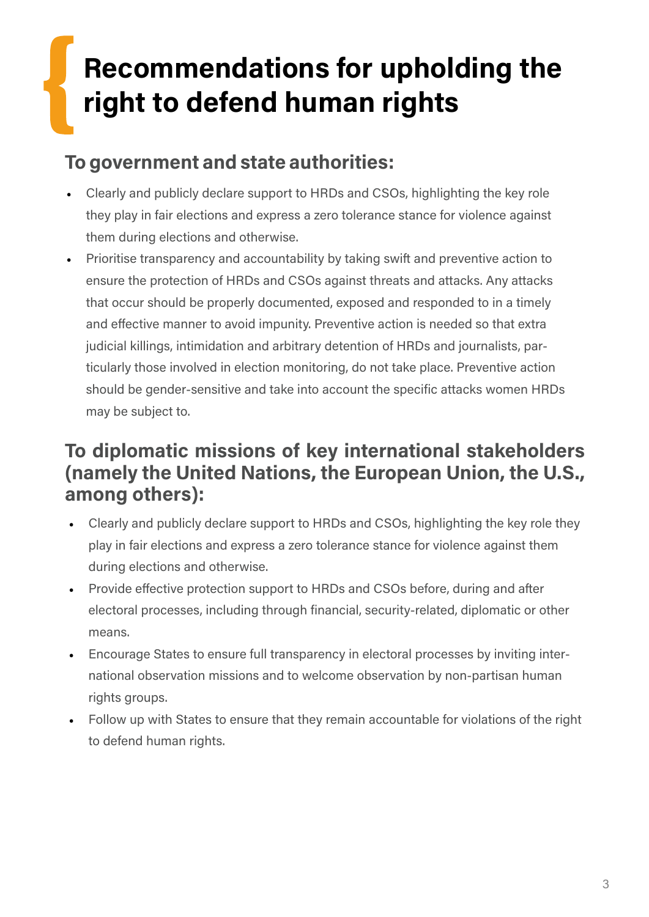# Recommendations for upholding the right to defend human rights

## To government and state authorities:

- Clearly and publicly declare support to HRDs and CSOs, highlighting the key role they play in fair elections and express a zero tolerance stance for violence against them during elections and otherwise.
- Prioritise transparency and accountability by taking swift and preventive action to ensure the protection of HRDs and CSOs against threats and attacks. Any attacks that occur should be properly documented, exposed and responded to in a timely and effective manner to avoid impunity. Preventive action is needed so that extra judicial killings, intimidation and arbitrary detention of HRDs and journalists, particularly those involved in election monitoring, do not take place. Preventive action should be gender-sensitive and take into account the specific attacks women HRDs may be subject to.

## To diplomatic missions of key international stakeholders (namely the United Nations, the European Union, the U.S., among others):

- Clearly and publicly declare support to HRDs and CSOs, highlighting the key role they play in fair elections and express a zero tolerance stance for violence against them during elections and otherwise.
- Provide effective protection support to HRDs and CSOs before, during and after electoral processes, including through financial, security-related, diplomatic or other means.
- Encourage States to ensure full transparency in electoral processes by inviting international observation missions and to welcome observation by non-partisan human rights groups.
- Follow up with States to ensure that they remain accountable for violations of the right to defend human rights.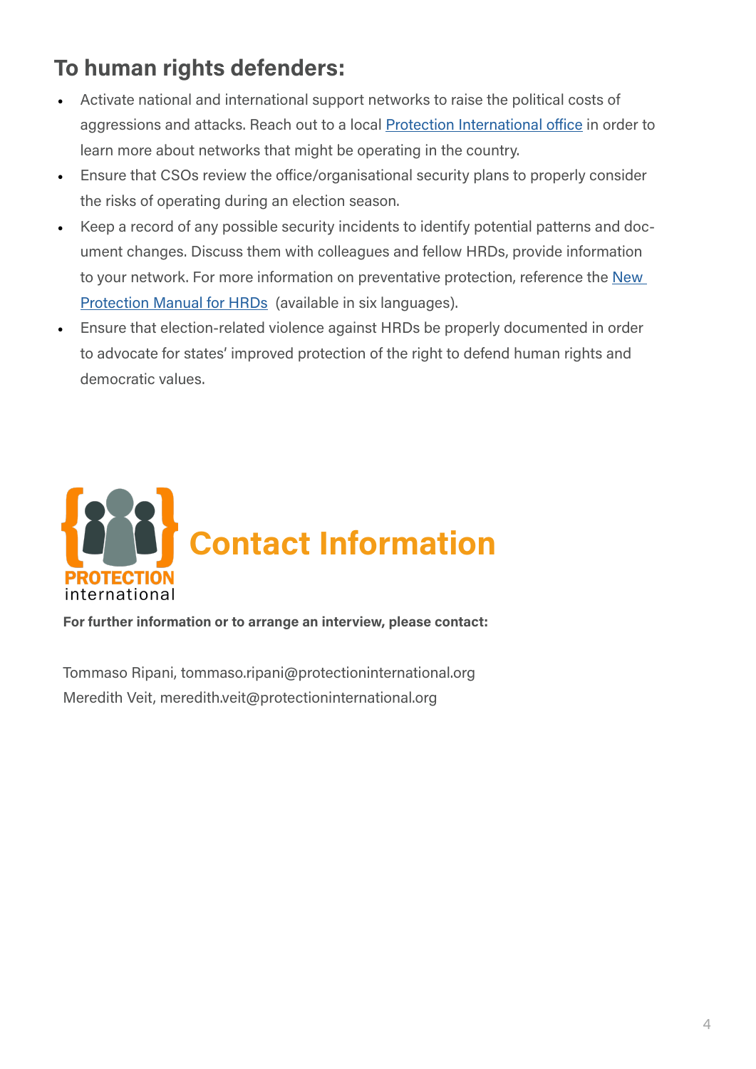## To human rights defenders:

- Activate national and international support networks to raise the political costs of aggressions and attacks. Reach out to a local Protection International office in order to learn more about networks that might be operating in the country.
- Ensure that CSOs review the office/organisational security plans to properly consider the risks of operating during an election season.
- Keep a record of any possible security incidents to identify potential patterns and document changes. Discuss them with colleagues and fellow HRDs, provide information to your network. For more information on preventative protection, reference the New Protection Manual for HRDs (available in six languages).
- Ensure that election-related violence against HRDs be properly documented in order to advocate for states' improved protection of the right to defend human rights and democratic values.

## Contact Information

**For further information or to arrange an interview, please contact:**

Tommaso Ripani, tommaso.ripani@protectioninternational.org
Meredith Veit, meredith.veit@protectioninternational.org